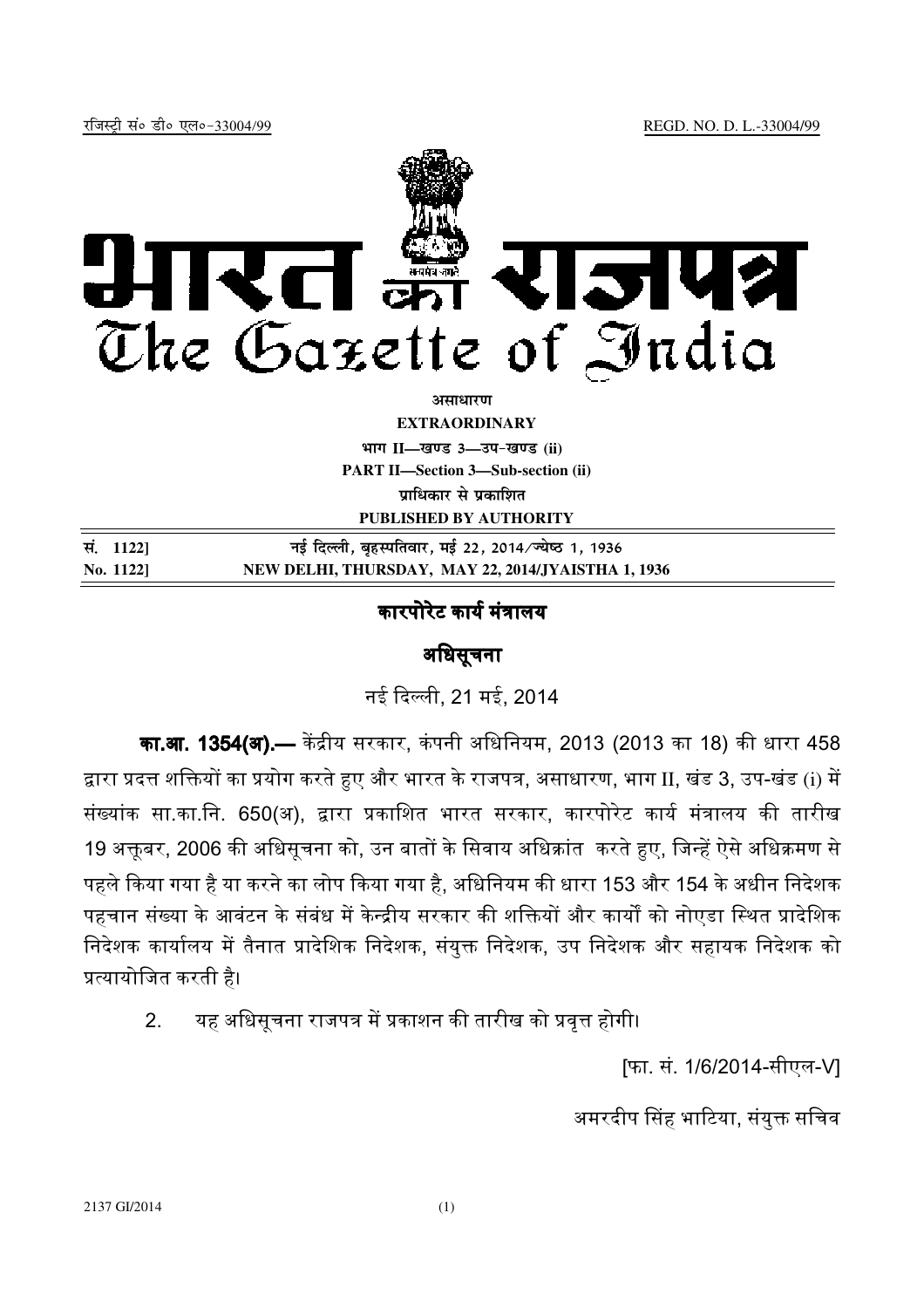रजिस्ट्री सं० डी० एल०-33004/99 REGD. NO. D. L.-33004/99

# भारत का राजपत्र
# The Gazette of India

**असाधारण**

**EXTRAORDINARY**

**भाग II—खण्ड 3—उप-खण्ड (ii)**

**PART II—Section 3—Sub-section (ii)**

**प्राधिकार से प्रकाशित**

**PUBLISHED BY AUTHORITY**

| | |
|---|---|
| सं. 1122] | नई दिल्ली, बृहस्पतिवार, मई 22, 2014/ज्येष्ठ 1, 1936 |
| No. 1122] | NEW DELHI, THURSDAY, MAY 22, 2014/JYAISTHA 1, 1936 |

## कारपोरेट कार्य मंत्रालय

## अधिसूचना

नई दिल्ली, 21 मई, 2014

**का.आ. 1354(अ).—** केंद्रीय सरकार, कंपनी अधिनियम, 2013 (2013 का 18) की धारा 458 द्वारा प्रदत्त शक्तियों का प्रयोग करते हुए और भारत के राजपत्र, असाधारण, भाग II, खंड 3, उप-खंड (i) में संख्यांक सा.का.नि. 650(अ), द्वारा प्रकाशित भारत सरकार, कारपोरेट कार्य मंत्रालय की तारीख 19 अक्तूबर, 2006 की अधिसूचना को, उन बातों के सिवाय अधिक्रांत करते हुए, जिन्हें ऐसे अधिक्रमण से पहले किया गया है या करने का लोप किया गया है, अधिनियम की धारा 153 और 154 के अधीन निदेशक पहचान संख्या के आवंटन के संबंध में केन्द्रीय सरकार की शक्तियों और कार्यों को नोएडा स्थित प्रादेशिक निदेशक कार्यालय में तैनात प्रादेशिक निदेशक, संयुक्त निदेशक, उप निदेशक और सहायक निदेशक को प्रत्यायोजित करती है।

2. यह अधिसूचना राजपत्र में प्रकाशन की तारीख को प्रवृत्त होगी।

[फा. सं. 1/6/2014-सीएल-V]

अमरदीप सिंह भाटिया, संयुक्त सचिव

2137 GI/2014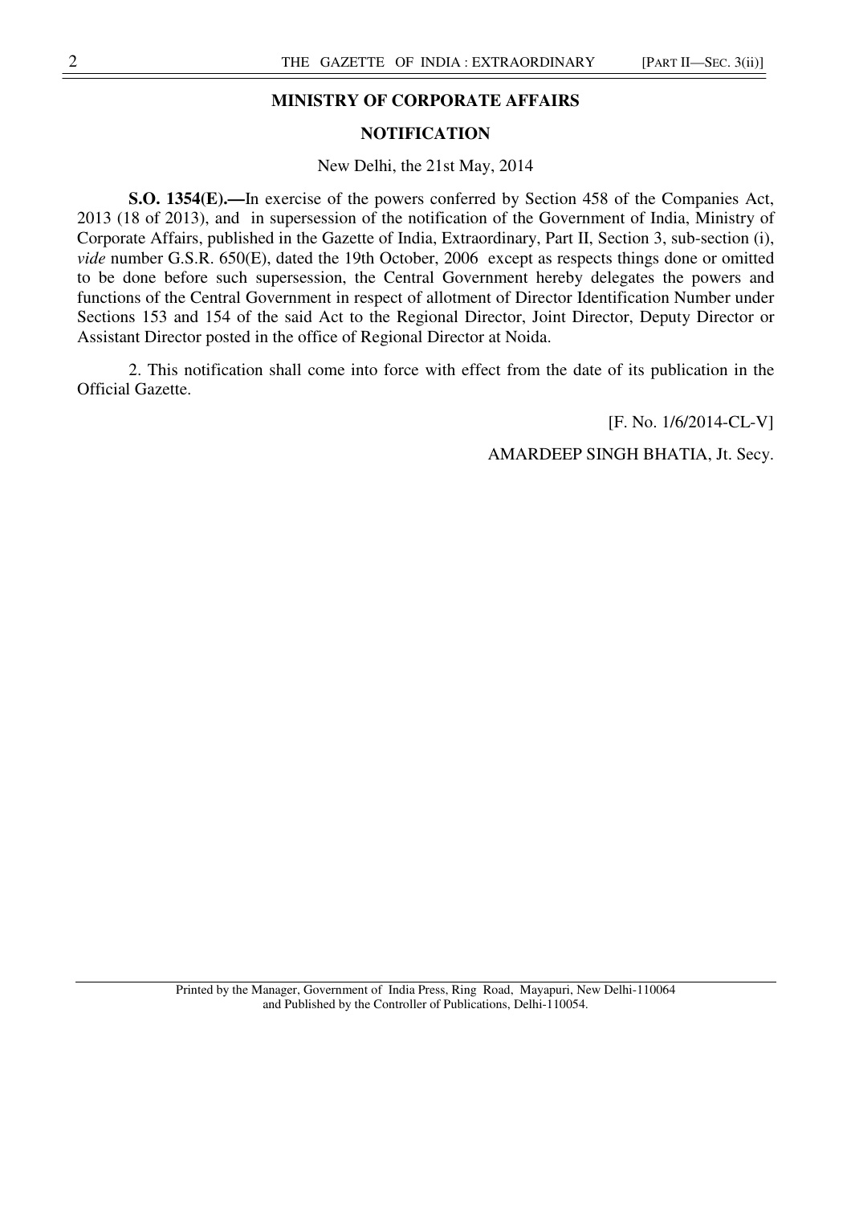## MINISTRY OF CORPORATE AFFAIRS

## NOTIFICATION

New Delhi, the 21st May, 2014

**S.O. 1354(E).—**In exercise of the powers conferred by Section 458 of the Companies Act, 2013 (18 of 2013), and in supersession of the notification of the Government of India, Ministry of Corporate Affairs, published in the Gazette of India, Extraordinary, Part II, Section 3, sub-section (i), *vide* number G.S.R. 650(E), dated the 19th October, 2006 except as respects things done or omitted to be done before such supersession, the Central Government hereby delegates the powers and functions of the Central Government in respect of allotment of Director Identification Number under Sections 153 and 154 of the said Act to the Regional Director, Joint Director, Deputy Director or Assistant Director posted in the office of Regional Director at Noida.

2. This notification shall come into force with effect from the date of its publication in the Official Gazette.

[F. No. 1/6/2014-CL-V]

AMARDEEP SINGH BHATIA, Jt. Secy.

Printed by the Manager, Government of India Press, Ring Road, Mayapuri, New Delhi-110064 and Published by the Controller of Publications, Delhi-110054.